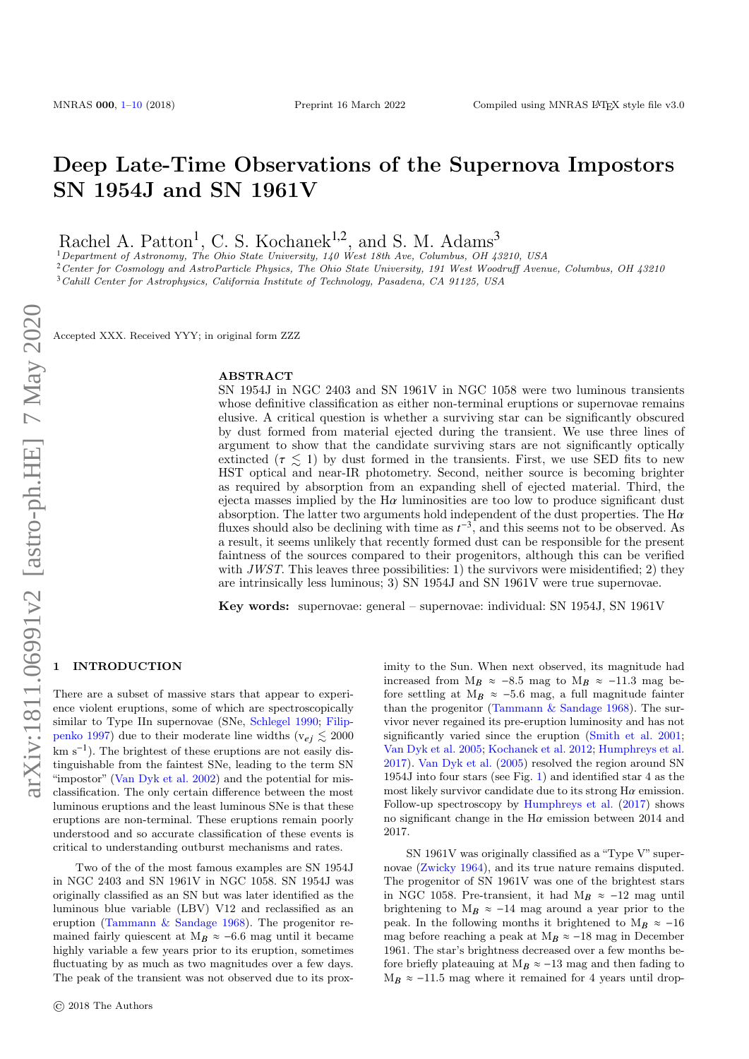# Deep Late-Time Observations of the Supernova Impostors SN 1954J and SN 1961V

Rachel A. Patton[1], C. S. Kochanek[1,2], and S. M. Adams[3]

[1] *Department of Astronomy, The Ohio State University, 140 West 18th Ave, Columbus, OH 43210, USA*
[2] *Center for Cosmology and AstroParticle Physics, The Ohio State University, 191 West Woodruff Avenue, Columbus, OH 43210*
[3] *Cahill Center for Astrophysics, California Institute of Technology, Pasadena, CA 91125, USA*

Accepted XXX. Received YYY; in original form ZZZ

## ABSTRACT

SN 1954J in NGC 2403 and SN 1961V in NGC 1058 were two luminous transients whose definitive classification as either non-terminal eruptions or supernovae remains elusive. A critical question is whether a surviving star can be significantly obscured by dust formed from material ejected during the transient. We use three lines of argument to show that the candidate surviving stars are not significantly optically extincted ($\tau \lesssim 1$) by dust formed in the transients. First, we use SED fits to new HST optical and near-IR photometry. Second, neither source is becoming brighter as required by absorption from an expanding shell of ejected material. Third, the ejecta masses implied by the H$\alpha$ luminosities are too low to produce significant dust absorption. The latter two arguments hold independent of the dust properties. The H$\alpha$ fluxes should also be declining with time as $t^{-3}$, and this seems not to be observed. As a result, it seems unlikely that recently formed dust can be responsible for the present faintness of the sources compared to their progenitors, although this can be verified with *JWST*. This leaves three possibilities: 1) the survivors were misidentified; 2) they are intrinsically less luminous; 3) SN 1954J and SN 1961V were true supernovae.

**Key words:** supernovae: general – supernovae: individual: SN 1954J, SN 1961V

## 1 INTRODUCTION

There are a subset of massive stars that appear to experience violent eruptions, some of which are spectroscopically similar to Type IIn supernovae (SNe, Schlegel 1990; Filippenko 1997) due to their moderate line widths ($v_{ej} \lesssim 2000$ km s$^{-1}$). The brightest of these eruptions are not easily distinguishable from the faintest SNe, leading to the term SN "impostor" (Van Dyk et al. 2002) and the potential for misclassification. The only certain difference between the most luminous eruptions and the least luminous SNe is that these eruptions are non-terminal. These eruptions remain poorly understood and so accurate classification of these events is critical to understanding outburst mechanisms and rates.

Two of the of the most famous examples are SN 1954J in NGC 2403 and SN 1961V in NGC 1058. SN 1954J was originally classified as an SN but was later identified as the luminous blue variable (LBV) V12 and reclassified as an eruption (Tammann & Sandage 1968). The progenitor remained fairly quiescent at $M_B \approx -6.6$ mag until it became highly variable a few years prior to its eruption, sometimes fluctuating by as much as two magnitudes over a few days. The peak of the transient was not observed due to its proximity to the Sun. When next observed, its magnitude had increased from $M_B \approx -8.5$ mag to $M_B \approx -11.3$ mag before settling at $M_B \approx -5.6$ mag, a full magnitude fainter than the progenitor (Tammann & Sandage 1968). The survivor never regained its pre-eruption luminosity and has not significantly varied since the eruption (Smith et al. 2001; Van Dyk et al. 2005; Kochanek et al. 2012; Humphreys et al. 2017). Van Dyk et al. (2005) resolved the region around SN 1954J into four stars (see Fig. 1) and identified star 4 as the most likely survivor candidate due to its strong H$\alpha$ emission. Follow-up spectroscopy by Humphreys et al. (2017) shows no significant change in the H$\alpha$ emission between 2014 and 2017.

SN 1961V was originally classified as a "Type V" supernovae (Zwicky 1964), and its true nature remains disputed. The progenitor of SN 1961V was one of the brightest stars in NGC 1058. Pre-transient, it had $M_B \approx -12$ mag until brightening to $M_B \approx -14$ mag around a year prior to the peak. In the following months it brightened to $M_B \approx -16$ mag before reaching a peak at $M_B \approx -18$ mag in December 1961. The star's brightness decreased over a few months before briefly plateauing at $M_B \approx -13$ mag and then fading to $M_B \approx -11.5$ mag where it remained for 4 years until drop-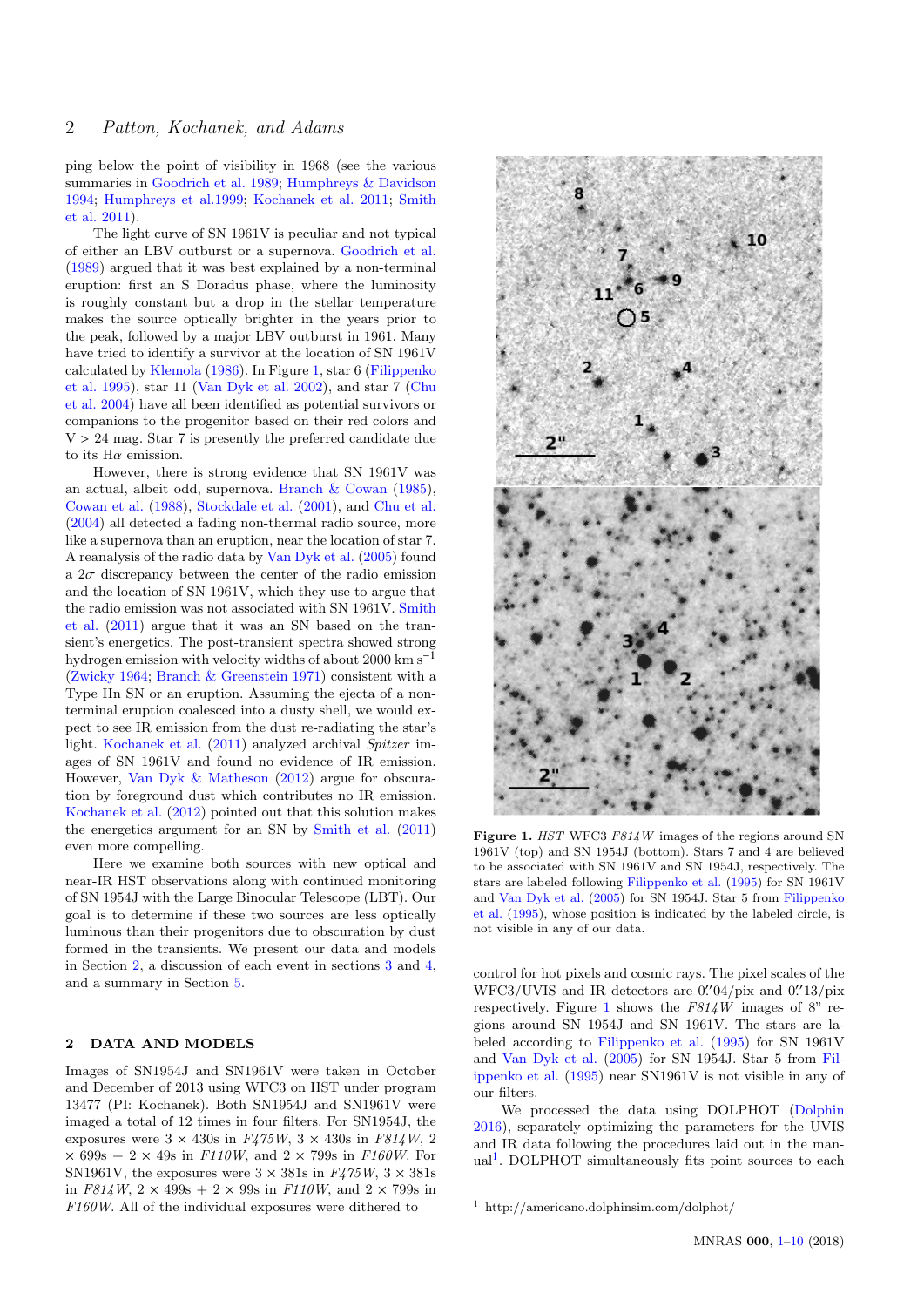ping below the point of visibility in 1968 (see the various summaries in Goodrich et al. 1989; Humphreys & Davidson 1994; Humphreys et al.1999; Kochanek et al. 2011; Smith et al. 2011).

The light curve of SN 1961V is peculiar and not typical of either an LBV outburst or a supernova. Goodrich et al. (1989) argued that it was best explained by a non-terminal eruption: first an S Doradus phase, where the luminosity is roughly constant but a drop in the stellar temperature makes the source optically brighter in the years prior to the peak, followed by a major LBV outburst in 1961. Many have tried to identify a survivor at the location of SN 1961V calculated by Klemola (1986). In Figure 1, star 6 (Filippenko et al. 1995), star 11 (Van Dyk et al. 2002), and star 7 (Chu et al. 2004) have all been identified as potential survivors or companions to the progenitor based on their red colors and V > 24 mag. Star 7 is presently the preferred candidate due to its Hα emission.

However, there is strong evidence that SN 1961V was an actual, albeit odd, supernova. Branch & Cowan (1985), Cowan et al. (1988), Stockdale et al. (2001), and Chu et al. (2004) all detected a fading non-thermal radio source, more like a supernova than an eruption, near the location of star 7. A reanalysis of the radio data by Van Dyk et al. (2005) found a $2\sigma$ discrepancy between the center of the radio emission and the location of SN 1961V, which they use to argue that the radio emission was not associated with SN 1961V. Smith et al. (2011) argue that it was an SN based on the transient's energetics. The post-transient spectra showed strong hydrogen emission with velocity widths of about 2000 km s$^{-1}$ (Zwicky 1964; Branch & Greenstein 1971) consistent with a Type IIn SN or an eruption. Assuming the ejecta of a non-terminal eruption coalesced into a dusty shell, we would expect to see IR emission from the dust re-radiating the star's light. Kochanek et al. (2011) analyzed archival *Spitzer* images of SN 1961V and found no evidence of IR emission. However, Van Dyk & Matheson (2012) argue for obscuration by foreground dust which contributes no IR emission. Kochanek et al. (2012) pointed out that this solution makes the energetics argument for an SN by Smith et al. (2011) even more compelling.

Here we examine both sources with new optical and near-IR HST observations along with continued monitoring of SN 1954J with the Large Binocular Telescope (LBT). Our goal is to determine if these two sources are less optically luminous than their progenitors due to obscuration by dust formed in the transients. We present our data and models in Section 2, a discussion of each event in sections 3 and 4, and a summary in Section 5.

## 2 DATA AND MODELS

Images of SN1954J and SN1961V were taken in October and December of 2013 using WFC3 on HST under program 13477 (PI: Kochanek). Both SN1954J and SN1961V were imaged a total of 12 times in four filters. For SN1954J, the exposures were 3 × 430s in *F475W*, 3 × 430s in *F814W*, 2 × 699s + 2 × 49s in *F110W*, and 2 × 799s in *F160W*. For SN1961V, the exposures were 3 × 381s in *F475W*, 3 × 381s in *F814W*, 2 × 499s + 2 × 99s in *F110W*, and 2 × 799s in *F160W*. All of the individual exposures were dithered to control for hot pixels and cosmic rays. The pixel scales of the WFC3/UVIS and IR detectors are 0.″04/pix and 0.″13/pix respectively. Figure 1 shows the *F814W* images of 8″ regions around SN 1954J and SN 1961V. The stars are labeled according to Filippenko et al. (1995) for SN 1961V and Van Dyk et al. (2005) for SN 1954J. Star 5 from Filippenko et al. (1995) near SN1961V is not visible in any of our filters.

**Figure 1.** *HST* WFC3 *F814W* images of the regions around SN 1961V (top) and SN 1954J (bottom). Stars 7 and 4 are believed to be associated with SN 1961V and SN 1954J, respectively. The stars are labeled following Filippenko et al. (1995) for SN 1961V and Van Dyk et al. (2005) for SN 1954J. Star 5 from Filippenko et al. (1995), whose position is indicated by the labeled circle, is not visible in any of our data.

We processed the data using DOLPHOT (Dolphin 2016), separately optimizing the parameters for the UVIS and IR data following the procedures laid out in the manual[1]. DOLPHOT simultaneously fits point sources to each

[1] http://americano.dolphinsim.com/dolphot/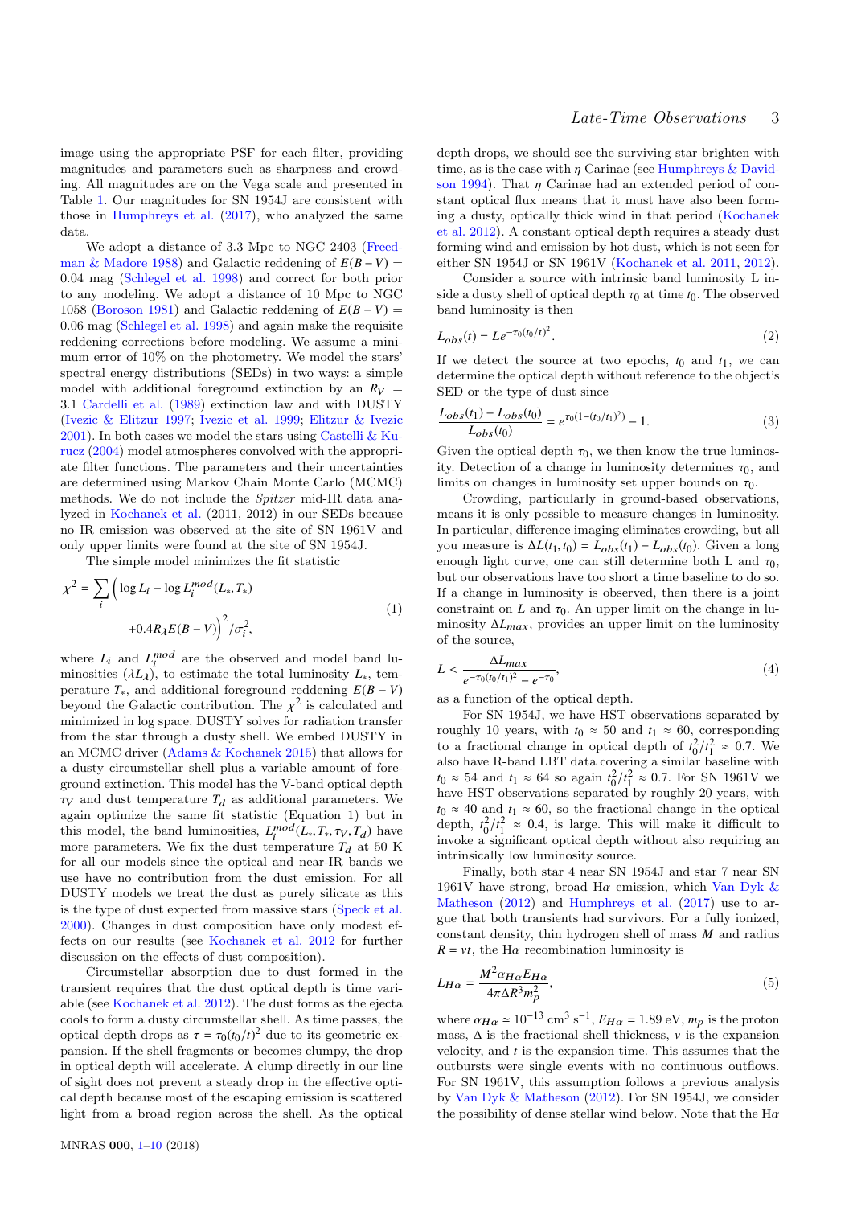image using the appropriate PSF for each filter, providing magnitudes and parameters such as sharpness and crowding. All magnitudes are on the Vega scale and presented in Table 1. Our magnitudes for SN 1954J are consistent with those in Humphreys et al. (2017), who analyzed the same data.

We adopt a distance of 3.3 Mpc to NGC 2403 (Freedman & Madore 1988) and Galactic reddening of $E(B-V) = 0.04$ mag (Schlegel et al. 1998) and correct for both prior to any modeling. We adopt a distance of 10 Mpc to NGC 1058 (Boroson 1981) and Galactic reddening of $E(B-V) = 0.06$ mag (Schlegel et al. 1998) and again make the requisite reddening corrections before modeling. We assume a minimum error of 10% on the photometry. We model the stars' spectral energy distributions (SEDs) in two ways: a simple model with additional foreground extinction by an $R_V = 3.1$ Cardelli et al. (1989) extinction law and with DUSTY (Ivezic & Elitzur 1997; Ivezic et al. 1999; Elitzur & Ivezic 2001). In both cases we model the stars using Castelli & Kurucz (2004) model atmospheres convolved with the appropriate filter functions. The parameters and their uncertainties are determined using Markov Chain Monte Carlo (MCMC) methods. We do not include the *Spitzer* mid-IR data analyzed in Kochanek et al. (2011, 2012) in our SEDs because no IR emission was observed at the site of SN 1961V and only upper limits were found at the site of SN 1954J.

The simple model minimizes the fit statistic

$$\chi^2 = \sum_i \Big( \log L_i - \log L_i^{mod}(L_*, T_*) + 0.4 R_\lambda E(B-V) \Big)^2 / \sigma_i^2, \tag{1}$$

where $L_i$ and $L_i^{mod}$ are the observed and model band luminosities ($\lambda L_\lambda$), to estimate the total luminosity $L_*$, temperature $T_*$, and additional foreground reddening $E(B-V)$ beyond the Galactic contribution. The $\chi^2$ is calculated and minimized in log space. DUSTY solves for radiation transfer from the star through a dusty shell. We embed DUSTY in an MCMC driver (Adams & Kochanek 2015) that allows for a dusty circumstellar shell plus a variable amount of foreground extinction. This model has the V-band optical depth $\tau_V$ and dust temperature $T_d$ as additional parameters. We again optimize the same fit statistic (Equation 1) but in this model, the band luminosities, $L_i^{mod}(L_*, T_*, \tau_V, T_d)$ have more parameters. We fix the dust temperature $T_d$ at 50 K for all our models since the optical and near-IR bands we use have no contribution from the dust emission. For all DUSTY models we treat the dust as purely silicate as this is the type of dust expected from massive stars (Speck et al. 2000). Changes in dust composition have only modest effects on our results (see Kochanek et al. 2012 for further discussion on the effects of dust composition).

Circumstellar absorption due to dust formed in the transient requires that the dust optical depth is time variable (see Kochanek et al. 2012). The dust forms as the ejecta cools to form a dusty circumstellar shell. As time passes, the optical depth drops as $\tau = \tau_0 (t_0/t)^2$ due to its geometric expansion. If the shell fragments or becomes clumpy, the drop in optical depth will accelerate. A clump directly in our line of sight does not prevent a steady drop in the effective optical depth because most of the escaping emission is scattered light from a broad region across the shell. As the optical depth drops, we should see the surviving star brighten with time, as is the case with $\eta$ Carinae (see Humphreys & Davidson 1994). That $\eta$ Carinae had an extended period of constant optical flux means that it must have also been forming a dusty, optically thick wind in that period (Kochanek et al. 2012). A constant optical depth requires a steady dust forming wind and emission by hot dust, which is not seen for either SN 1954J or SN 1961V (Kochanek et al. 2011, 2012).

Consider a source with intrinsic band luminosity L inside a dusty shell of optical depth $\tau_0$ at time $t_0$. The observed band luminosity is then

$$L_{obs}(t) = L e^{-\tau_0 (t_0/t)^2}. \tag{2}$$

If we detect the source at two epochs, $t_0$ and $t_1$, we can determine the optical depth without reference to the object's SED or the type of dust since

$$\frac{L_{obs}(t_1) - L_{obs}(t_0)}{L_{obs}(t_0)} = e^{\tau_0 (1-(t_0/t_1)^2)} - 1. \tag{3}$$

Given the optical depth $\tau_0$, we then know the true luminosity. Detection of a change in luminosity determines $\tau_0$, and limits on changes in luminosity set upper bounds on $\tau_0$.

Crowding, particularly in ground-based observations, means it is only possible to measure changes in luminosity. In particular, difference imaging eliminates crowding, but all you measure is $\Delta L(t_1, t_0) = L_{obs}(t_1) - L_{obs}(t_0)$. Given a long enough light curve, one can still determine both L and $\tau_0$, but our observations have too short a time baseline to do so. If a change in luminosity is observed, then there is a joint constraint on $L$ and $\tau_0$. An upper limit on the change in luminosity $\Delta L_{max}$, provides an upper limit on the luminosity of the source,

$$L < \frac{\Delta L_{max}}{e^{-\tau_0 (t_0/t_1)^2} - e^{-\tau_0}}, \tag{4}$$

as a function of the optical depth.

For SN 1954J, we have HST observations separated by roughly 10 years, with $t_0 \approx 50$ and $t_1 \approx 60$, corresponding to a fractional change in optical depth of $t_0^2/t_1^2 \approx 0.7$. We also have R-band LBT data covering a similar baseline with $t_0 \approx 54$ and $t_1 \approx 64$ so again $t_0^2/t_1^2 \approx 0.7$. For SN 1961V we have HST observations separated by roughly 20 years, with $t_0 \approx 40$ and $t_1 \approx 60$, so the fractional change in the optical depth, $t_0^2/t_1^2 \approx 0.4$, is large. This will make it difficult to invoke a significant optical depth without also requiring an intrinsically low luminosity source.

Finally, both star 4 near SN 1954J and star 7 near SN 1961V have strong, broad H$\alpha$ emission, which Van Dyk & Matheson (2012) and Humphreys et al. (2017) use to argue that both transients had survivors. For a fully ionized, constant density, thin hydrogen shell of mass $M$ and radius $R = vt$, the H$\alpha$ recombination luminosity is

$$L_{H\alpha} = \frac{M^2 \alpha_{H\alpha} E_{H\alpha}}{4\pi \Delta R^3 m_p^2}, \tag{5}$$

where $\alpha_{H\alpha} \simeq 10^{-13}$ cm$^3$ s$^{-1}$, $E_{H\alpha} = 1.89$ eV, $m_p$ is the proton mass, $\Delta$ is the fractional shell thickness, $v$ is the expansion velocity, and $t$ is the expansion time. This assumes that the outbursts were single events with no continuous outflows. For SN 1961V, this assumption follows a previous analysis by Van Dyk & Matheson (2012). For SN 1954J, we consider the possibility of dense stellar wind below. Note that the H$\alpha$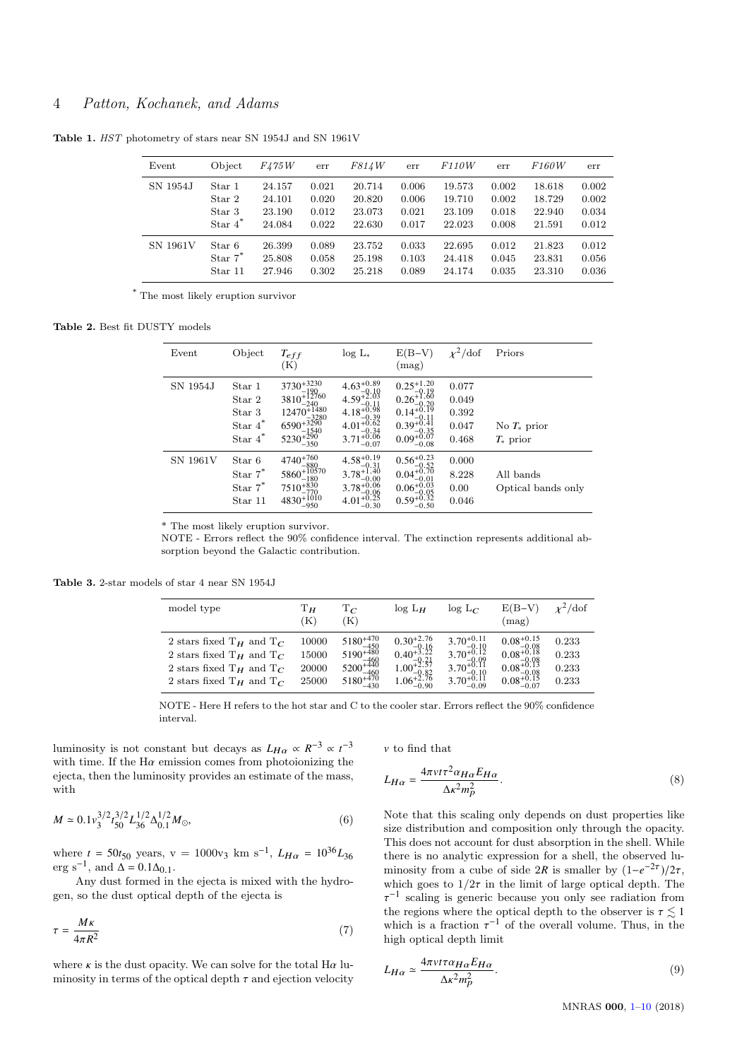**Table 1.** *HST* photometry of stars near SN 1954J and SN 1961V

| Event | Object | *F475W* | err | *F814W* | err | *F110W* | err | *F160W* | err |
|---|---|---|---|---|---|---|---|---|---|
| SN 1954J | Star 1 | 24.157 | 0.021 | 20.714 | 0.006 | 19.573 | 0.002 | 18.618 | 0.002 |
| | Star 2 | 24.101 | 0.020 | 20.820 | 0.006 | 19.710 | 0.002 | 18.729 | 0.002 |
| | Star 3 | 23.190 | 0.012 | 23.073 | 0.021 | 23.109 | 0.018 | 22.940 | 0.034 |
| | Star 4* | 24.084 | 0.022 | 22.630 | 0.017 | 22.023 | 0.008 | 21.591 | 0.012 |
| SN 1961V | Star 6 | 26.399 | 0.089 | 23.752 | 0.033 | 22.695 | 0.012 | 21.823 | 0.012 |
| | Star 7* | 25.808 | 0.058 | 25.198 | 0.103 | 24.418 | 0.045 | 23.831 | 0.056 |
| | Star 11 | 27.946 | 0.302 | 25.218 | 0.089 | 24.174 | 0.035 | 23.310 | 0.036 |

* The most likely eruption survivor

**Table 2.** Best fit DUSTY models

| Event | Object | $T_{eff}$ (K) | log L$_*$ | E(B−V) (mag) | $\chi^2$/dof | Priors |
|---|---|---|---|---|---|---|
| SN 1954J | Star 1 | $3730^{+3230}_{-190}$ | $4.63^{+0.89}_{-0.10}$ | $0.25^{+1.20}_{-0.19}$ | 0.077 | |
| | Star 2 | $3810^{+12760}_{-240}$ | $4.59^{+2.03}_{-0.11}$ | $0.26^{+1.60}_{-0.20}$ | 0.049 | |
| | Star 3 | $12470^{+1480}_{-3280}$ | $4.18^{+0.98}_{-0.39}$ | $0.14^{+0.19}_{-0.11}$ | 0.392 | |
| | Star 4* | $6590^{+3290}_{-1540}$ | $4.01^{+0.62}_{-0.34}$ | $0.39^{+0.41}_{-0.35}$ | 0.047 | No $T_*$ prior |
| | Star 4* | $5230^{+290}_{-350}$ | $3.71^{+0.06}_{-0.07}$ | $0.09^{+0.07}_{-0.08}$ | 0.468 | $T_*$ prior |
| SN 1961V | Star 6 | $4740^{+760}_{-880}$ | $4.58^{+0.19}_{-0.31}$ | $0.56^{+0.23}_{-0.52}$ | 0.000 | |
| | Star 7* | $5860^{+10570}_{-180}$ | $3.78^{+1.40}_{-0.00}$ | $0.04^{+0.70}_{-0.01}$ | 8.228 | All bands |
| | Star 7* | $7510^{+830}_{-770}$ | $3.78^{+0.06}_{-0.06}$ | $0.06^{+0.03}_{-0.05}$ | 0.00 | Optical bands only |
| | Star 11 | $4830^{+1010}_{-950}$ | $4.01^{+0.25}_{-0.30}$ | $0.59^{+0.32}_{-0.50}$ | 0.046 | |

* The most likely eruption survivor.

NOTE - Errors reflect the 90% confidence interval. The extinction represents additional absorption beyond the Galactic contribution.

**Table 3.** 2-star models of star 4 near SN 1954J

| model type | T$_H$ (K) | T$_C$ (K) | log L$_H$ | log L$_C$ | E(B−V) (mag) | $\chi^2$/dof |
|---|---|---|---|---|---|---|
| 2 stars fixed T$_H$ and T$_C$ | 10000 | $5180^{+470}_{-450}$ | $0.30^{+2.76}_{-0.16}$ | $3.70^{+0.11}_{-0.10}$ | $0.08^{+0.15}_{-0.08}$ | 0.233 |
| 2 stars fixed T$_H$ and T$_C$ | 15000 | $5190^{+480}_{-460}$ | $0.40^{+3.22}_{-0.21}$ | $3.70^{+0.12}_{-0.09}$ | $0.08^{+0.18}_{-0.08}$ | 0.233 |
| 2 stars fixed T$_H$ and T$_C$ | 20000 | $5200^{+440}_{-460}$ | $1.00^{+2.57}_{-0.82}$ | $3.70^{+0.11}_{-0.10}$ | $0.08^{+0.13}_{-0.08}$ | 0.233 |
| 2 stars fixed T$_H$ and T$_C$ | 25000 | $5180^{+470}_{-430}$ | $1.06^{+2.76}_{-0.90}$ | $3.70^{+0.11}_{-0.09}$ | $0.08^{+0.15}_{-0.07}$ | 0.233 |

NOTE - Here H refers to the hot star and C to the cooler star. Errors reflect the 90% confidence interval.

luminosity is not constant but decays as $L_{H\alpha} \propto R^{-3} \propto t^{-3}$ with time. If the H$\alpha$ emission comes from photoionizing the ejecta, then the luminosity provides an estimate of the mass, with

$$M \simeq 0.1 v_3^{3/2} t_{50}^{3/2} L_{36}^{1/2} \Delta_{0.1}^{1/2} M_\odot, \tag{6}$$

where $t = 50t_{50}$ years, v $= 1000$v$_3$ km s$^{-1}$, $L_{H\alpha} = 10^{36} L_{36}$ erg s$^{-1}$, and $\Delta = 0.1\Delta_{0.1}$.

Any dust formed in the ejecta is mixed with the hydrogen, so the dust optical depth of the ejecta is

$$\tau = \frac{M\kappa}{4\pi R^2} \tag{7}$$

where $\kappa$ is the dust opacity. We can solve for the total H$\alpha$ luminosity in terms of the optical depth $\tau$ and ejection velocity $v$ to find that

$$L_{H\alpha} = \frac{4\pi v t \tau^2 \alpha_{H\alpha} E_{H\alpha}}{\Delta \kappa^2 m_p^2}. \tag{8}$$

Note that this scaling only depends on dust properties like size distribution and composition only through the opacity. This does not account for dust absorption in the shell. While there is no analytic expression for a shell, the observed luminosity from a cube of side $2R$ is smaller by $(1-e^{-2\tau})/2\tau$, which goes to $1/2\tau$ in the limit of large optical depth. The $\tau^{-1}$ scaling is generic because you only see radiation from the regions where the optical depth to the observer is $\tau \lesssim 1$ which is a fraction $\tau^{-1}$ of the overall volume. Thus, in the high optical depth limit

$$L_{H\alpha} \simeq \frac{4\pi v t \tau \alpha_{H\alpha} E_{H\alpha}}{\Delta \kappa^2 m_p^2}. \tag{9}$$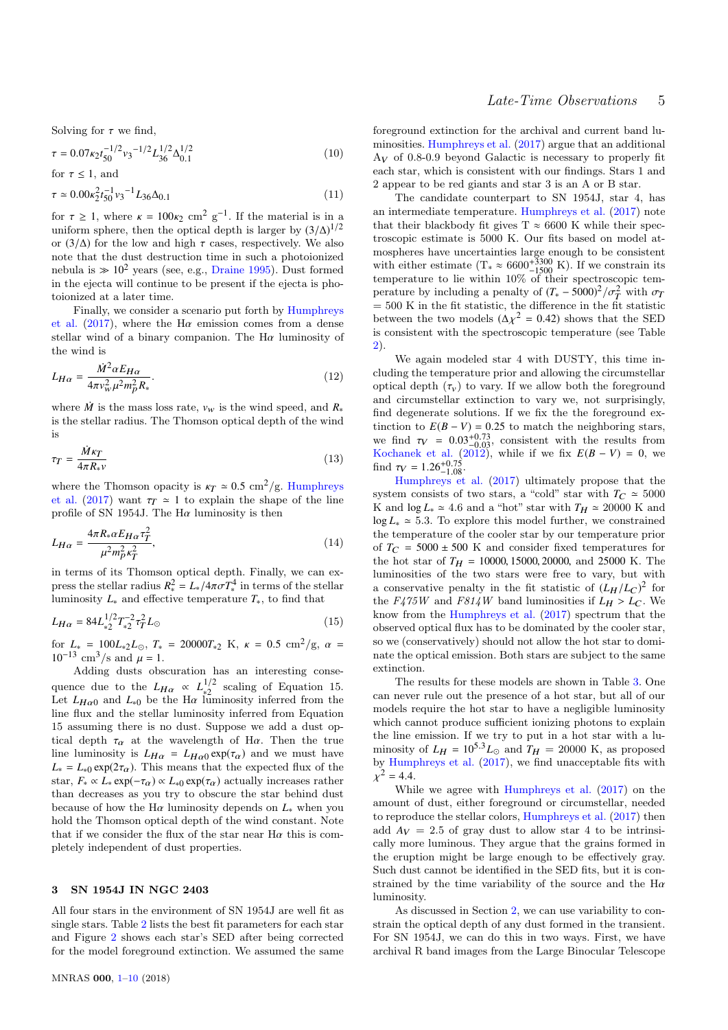Solving for $\tau$ we find,

$$\tau = 0.07\kappa_2 t_{50}^{-1/2} v_3^{-1/2} L_{36}^{1/2} \Delta_{0.1}^{1/2} \tag{10}$$

for $\tau \leq 1$, and

$$\tau \simeq 0.00\kappa_2^2 t_{50}^{-1} v_3^{-1} L_{36} \Delta_{0.1} \tag{11}$$

for $\tau \geq 1$, where $\kappa = 100\kappa_2$ cm$^2$ g$^{-1}$. If the material is in a uniform sphere, then the optical depth is larger by $(3/\Delta)^{1/2}$ or $(3/\Delta)$ for the low and high $\tau$ cases, respectively. We also note that the dust destruction time in such a photoionized nebula is $\gg 10^2$ years (see, e.g., Draine 1995). Dust formed in the ejecta will continue to be present if the ejecta is photoionized at a later time.

Finally, we consider a scenario put forth by Humphreys et al. (2017), where the H$\alpha$ emission comes from a dense stellar wind of a binary companion. The H$\alpha$ luminosity of the wind is

$$L_{H\alpha} = \frac{\dot{M}^2 \alpha E_{H\alpha}}{4\pi v_w^2 \mu^2 m_p^2 R_*}. \tag{12}$$

where $\dot{M}$ is the mass loss rate, $v_W$ is the wind speed, and $R_*$ is the stellar radius. The Thomson optical depth of the wind is

$$\tau_T = \frac{\dot{M}\kappa_T}{4\pi R_* v} \tag{13}$$

where the Thomson opacity is $\kappa_T \simeq 0.5$ cm$^2$/g. Humphreys et al. (2017) want $\tau_T \simeq 1$ to explain the shape of the line profile of SN 1954J. The H$\alpha$ luminosity is then

$$L_{H\alpha} = \frac{4\pi R_* \alpha E_{H\alpha} \tau_T^2}{\mu^2 m_p^2 \kappa_T^2}, \tag{14}$$

in terms of its Thomson optical depth. Finally, we can express the stellar radius $R_*^2 = L_*/4\pi\sigma T_*^4$ in terms of the stellar luminosity $L_*$ and effective temperature $T_*$, to find that

$$L_{H\alpha} = 84 L_{*2}^{1/2} T_{*2}^{-2} \tau_T^2 L_\odot \tag{15}$$

for $L_* = 100 L_{*2} L_\odot$, $T_* = 20000 T_{*2}$ K, $\kappa = 0.5$ cm$^2$/g, $\alpha = 10^{-13}$ cm$^3$/s and $\mu = 1$.

Adding dusts obscuration has an interesting consequence due to the $L_{H\alpha} \propto L_{*2}^{1/2}$ scaling of Equation 15. Let $L_{H\alpha 0}$ and $L_{*0}$ be the H$\alpha$ luminosity inferred from the line flux and the stellar luminosity inferred from Equation 15 assuming there is no dust. Suppose we add a dust optical depth $\tau_\alpha$ at the wavelength of H$\alpha$. Then the true line luminosity is $L_{H\alpha} = L_{H\alpha 0}\exp(\tau_\alpha)$ and we must have $L_* = L_{*0}\exp(2\tau_\alpha)$. This means that the expected flux of the star, $F_* \propto L_* \exp(-\tau_\alpha) \propto L_{*0}\exp(\tau_\alpha)$ actually increases rather than decreases as you try to obscure the star behind dust because of how the H$\alpha$ luminosity depends on $L_*$ when you hold the Thomson optical depth of the wind constant. Note that if we consider the flux of the star near H$\alpha$ this is completely independent of dust properties.

## 3 SN 1954J IN NGC 2403

All four stars in the environment of SN 1954J are well fit as single stars. Table 2 lists the best fit parameters for each star and Figure 2 shows each star's SED after being corrected for the model foreground extinction. We assumed the same foreground extinction for the archival and current band luminosities. Humphreys et al. (2017) argue that an additional $A_V$ of 0.8-0.9 beyond Galactic is necessary to properly fit each star, which is consistent with our findings. Stars 1 and 2 appear to be red giants and star 3 is an A or B star.

The candidate counterpart to SN 1954J, star 4, has an intermediate temperature. Humphreys et al. (2017) note that their blackbody fit gives T $\approx$ 6600 K while their spectroscopic estimate is 5000 K. Our fits based on model atmospheres have uncertainties large enough to be consistent with either estimate ($T_* \approx 6600^{+3300}_{-1500}$ K). If we constrain its temperature to lie within 10% of their spectroscopic temperature by including a penalty of $(T_* - 5000)^2/\sigma_T^2$ with $\sigma_T$ = 500 K in the fit statistic, the difference in the fit statistic between the two models ($\Delta\chi^2 = 0.42$) shows that the SED is consistent with the spectroscopic temperature (see Table 2).

We again modeled star 4 with DUSTY, this time including the temperature prior and allowing the circumstellar optical depth ($\tau_v$) to vary. If we allow both the foreground and circumstellar extinction to vary we, not surprisingly, find degenerate solutions. If we fix the the foreground extinction to $E(B-V) = 0.25$ to match the neighboring stars, we find $\tau_V = 0.03^{+0.73}_{-0.03}$, consistent with the results from Kochanek et al. (2012), while if we fix $E(B-V) = 0$, we find $\tau_V = 1.26^{+0.75}_{-1.08}$.

Humphreys et al. (2017) ultimately propose that the system consists of two stars, a "cold" star with $T_C \simeq 5000$ K and $\log L_* \simeq 4.6$ and a "hot" star with $T_H \simeq 20000$ K and $\log L_* \simeq 5.3$. To explore this model further, we constrained the temperature of the cooler star by our temperature prior of $T_C = 5000 \pm 500$ K and consider fixed temperatures for the hot star of $T_H = 10000, 15000, 20000$, and 25000 K. The luminosities of the two stars were free to vary, but with a conservative penalty in the fit statistic of $(L_H/L_C)^2$ for the *F475W* and *F814W* band luminosities if $L_H > L_C$. We know from the Humphreys et al. (2017) spectrum that the observed optical flux has to be dominated by the cooler star, so we (conservatively) should not allow the hot star to dominate the optical emission. Both stars are subject to the same extinction.

The results for these models are shown in Table 3. One can never rule out the presence of a hot star, but all of our models require the hot star to have a negligible luminosity which cannot produce sufficient ionizing photons to explain the line emission. If we try to put in a hot star with a luminosity of $L_H = 10^{5.3} L_\odot$ and $T_H = 20000$ K, as proposed by Humphreys et al. (2017), we find unacceptable fits with $\chi^2 = 4.4$.

While we agree with Humphreys et al. (2017) on the amount of dust, either foreground or circumstellar, needed to reproduce the stellar colors, Humphreys et al. (2017) then add $A_V = 2.5$ of gray dust to allow star 4 to be intrinsically more luminous. They argue that the grains formed in the eruption might be large enough to be effectively gray. Such dust cannot be identified in the SED fits, but it is constrained by the time variability of the source and the H$\alpha$ luminosity.

As discussed in Section 2, we can use variability to constrain the optical depth of any dust formed in the transient. For SN 1954J, we can do this in two ways. First, we have archival R band images from the Large Binocular Telescope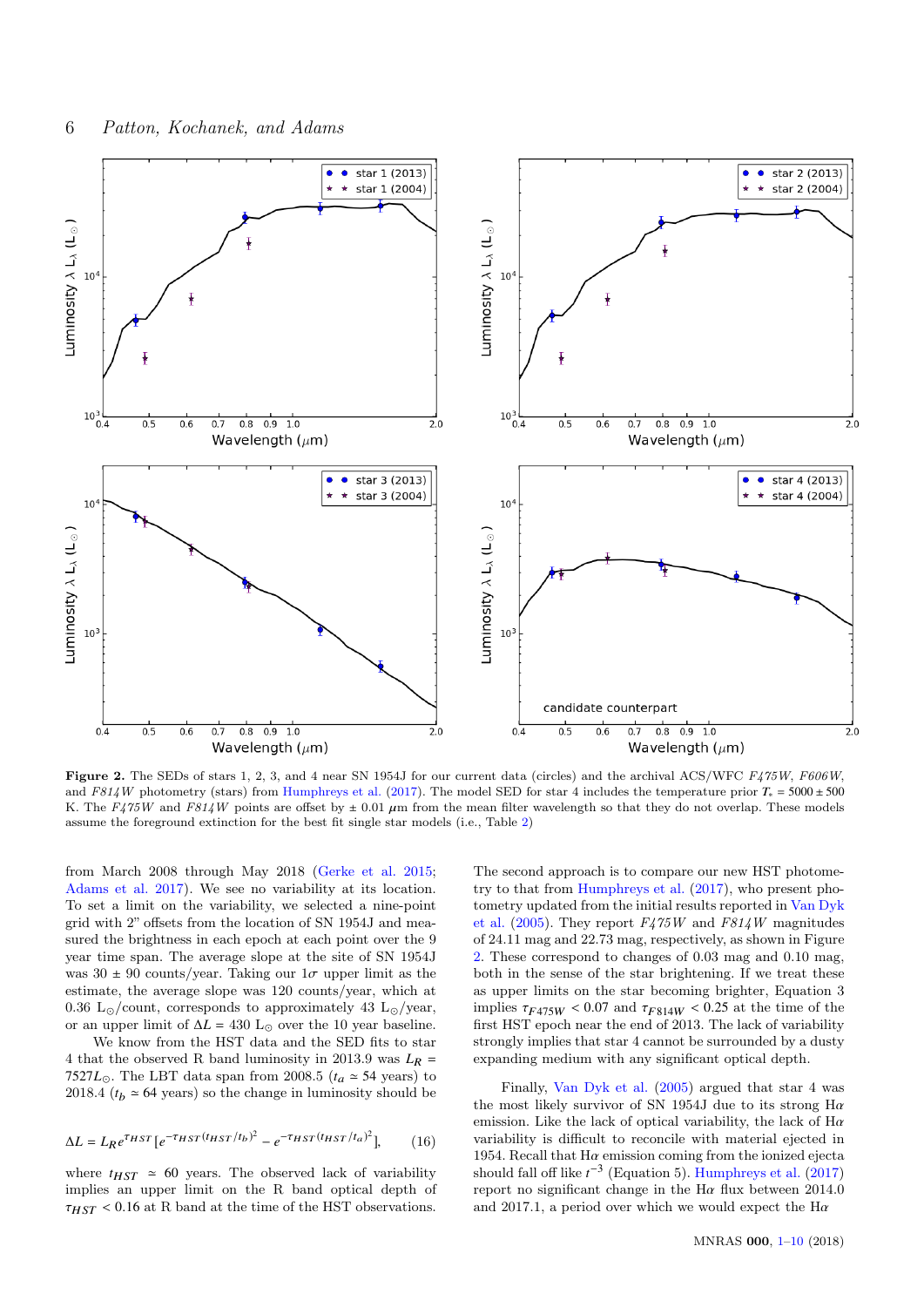**Figure 2.** The SEDs of stars 1, 2, 3, and 4 near SN 1954J for our current data (circles) and the archival ACS/WFC *F475W*, *F606W*, and *F814W* photometry (stars) from Humphreys et al. (2017). The model SED for star 4 includes the temperature prior $T_* = 5000 \pm 500$ K. The *F475W* and *F814W* points are offset by $\pm$ 0.01 $\mu$m from the mean filter wavelength so that they do not overlap. These models assume the foreground extinction for the best fit single star models (i.e., Table 2)

from March 2008 through May 2018 (Gerke et al. 2015; Adams et al. 2017). We see no variability at its location. To set a limit on the variability, we selected a nine-point grid with 2" offsets from the location of SN 1954J and measured the brightness in each epoch at each point over the 9 year time span. The average slope at the site of SN 1954J was 30 $\pm$ 90 counts/year. Taking our 1$\sigma$ upper limit as the estimate, the average slope was 120 counts/year, which at 0.36 $L_\odot$/count, corresponds to approximately 43 $L_\odot$/year, or an upper limit of $\Delta L = 430$ $L_\odot$ over the 10 year baseline.

We know from the HST data and the SED fits to star 4 that the observed R band luminosity in 2013.9 was $L_R = 7527 L_\odot$. The LBT data span from 2008.5 ($t_a \simeq 54$ years) to 2018.4 ($t_b \simeq 64$ years) so the change in luminosity should be

$$\Delta L = L_R e^{\tau_{HST}} [e^{-\tau_{HST}(t_{HST}/t_b)^2} - e^{-\tau_{HST}(t_{HST}/t_a)^2}], \qquad (16)$$

where $t_{HST} \simeq 60$ years. The observed lack of variability implies an upper limit on the R band optical depth of $\tau_{HST} < 0.16$ at R band at the time of the HST observations.

The second approach is to compare our new HST photometry to that from Humphreys et al. (2017), who present photometry updated from the initial results reported in Van Dyk et al. (2005). They report *F475W* and *F814W* magnitudes of 24.11 mag and 22.73 mag, respectively, as shown in Figure 2. These correspond to changes of 0.03 mag and 0.10 mag, both in the sense of the star brightening. If we treat these as upper limits on the star becoming brighter, Equation 3 implies $\tau_{F475W} < 0.07$ and $\tau_{F814W} < 0.25$ at the time of the first HST epoch near the end of 2013. The lack of variability strongly implies that star 4 cannot be surrounded by a dusty expanding medium with any significant optical depth.

Finally, Van Dyk et al. (2005) argued that star 4 was the most likely survivor of SN 1954J due to its strong H$\alpha$ emission. Like the lack of optical variability, the lack of H$\alpha$ variability is difficult to reconcile with material ejected in 1954. Recall that H$\alpha$ emission coming from the ionized ejecta should fall off like $t^{-3}$ (Equation 5). Humphreys et al. (2017) report no significant change in the H$\alpha$ flux between 2014.0 and 2017.1, a period over which we would expect the H$\alpha$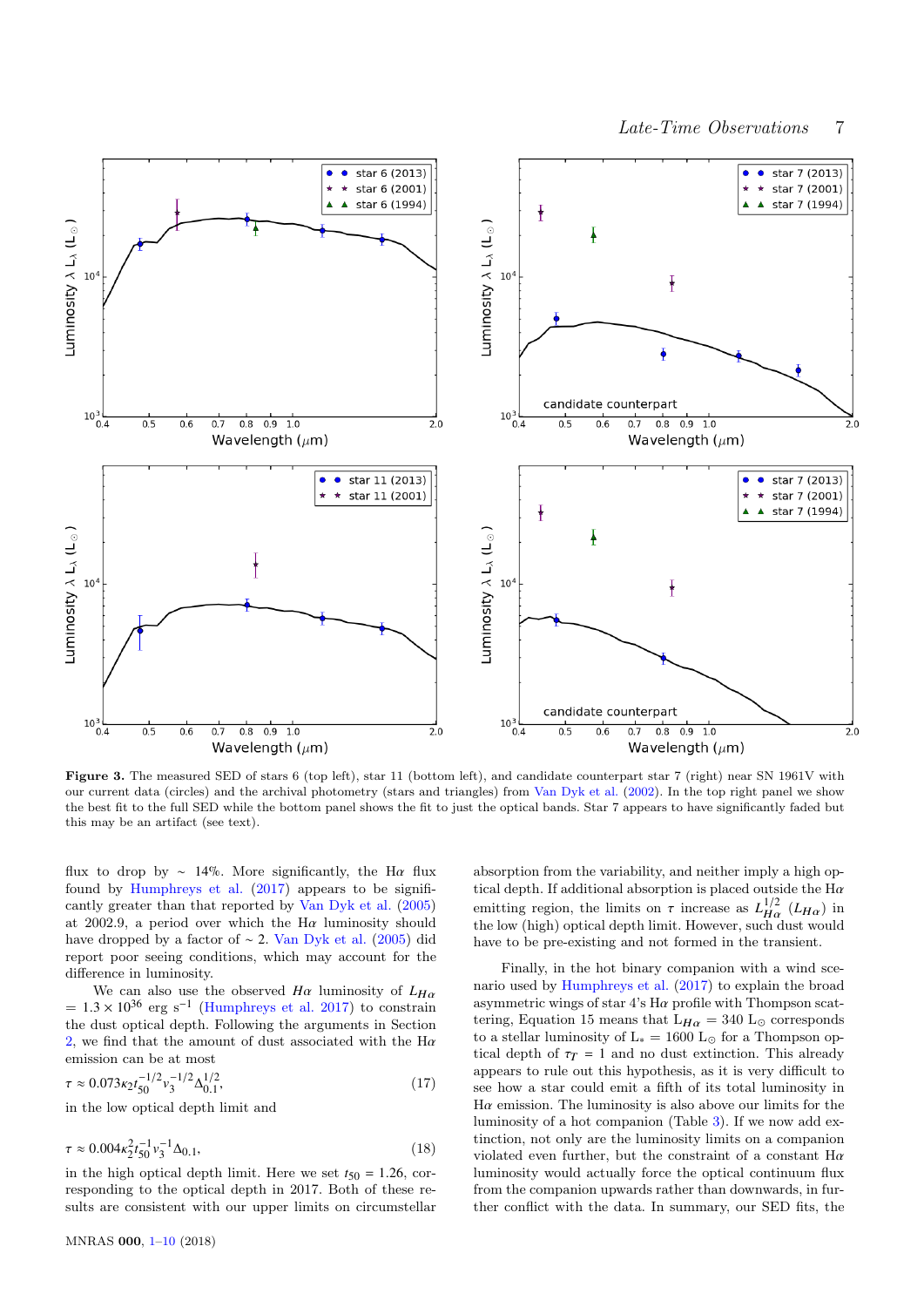**Figure 3.** The measured SED of stars 6 (top left), star 11 (bottom left), and candidate counterpart star 7 (right) near SN 1961V with our current data (circles) and the archival photometry (stars and triangles) from Van Dyk et al. (2002). In the top right panel we show the full SED while the bottom panel shows the fit to just the optical bands. Star 7 appears to have significantly faded but this may be an artifact (see text).

flux to drop by $\sim$ 14%. More significantly, the H$\alpha$ flux found by Humphreys et al. (2017) appears to be significantly greater than that reported by Van Dyk et al. (2005) at 2002.9, a period over which the H$\alpha$ luminosity should have dropped by a factor of $\sim$ 2. Van Dyk et al. (2005) did report poor seeing conditions, which may account for the difference in luminosity.

We can also use the observed $H\alpha$ luminosity of $L_{H\alpha}$ $= 1.3 \times 10^{36}$ erg s$^{-1}$ (Humphreys et al. 2017) to constrain the dust optical depth. Following the arguments in Section 2, we find that the amount of dust associated with the H$\alpha$ emission can be at most

$$\tau \approx 0.073 \kappa_2 t_{50}^{-1/2} v_3^{-1/2} \Delta_{0.1}^{1/2}, \tag{17}$$

in the low optical depth limit and

$$\tau \approx 0.004 \kappa_2^2 t_{50}^{-1} v_3^{-1} \Delta_{0.1}, \tag{18}$$

in the high optical depth limit. Here we set $t_{50} = 1.26$, corresponding to the optical depth in 2017. Both of these results are consistent with our upper limits on circumstellar absorption from the variability, and neither imply a high optical depth. If additional absorption is placed outside the H$\alpha$ emitting region, the limits on $\tau$ increase as $L_{H\alpha}^{1/2}$ ($L_{H\alpha}$) in the low (high) optical depth limit. However, such dust would have to be pre-existing and not formed in the transient.

Finally, in the hot binary companion with a wind scenario used by Humphreys et al. (2017) to explain the broad asymmetric wings of star 4's H$\alpha$ profile with Thompson scattering, Equation 15 means that $L_{H\alpha} = 340$ $L_\odot$ corresponds to a stellar luminosity of $L_* = 1600$ $L_\odot$ for a Thompson optical depth of $\tau_T = 1$ and no dust extinction. This already appears to rule out this hypothesis, as it is very difficult to see how a star could emit a fifth of its total luminosity in H$\alpha$ emission. The luminosity is also above our limits for the luminosity of a hot companion (Table 3). If we now add extinction, not only are the luminosity limits on a companion violated even further, but the constraint of a constant H$\alpha$ luminosity would actually force the optical continuum flux from the companion upwards rather than downwards, in further conflict with the data. In summary, our SED fits, the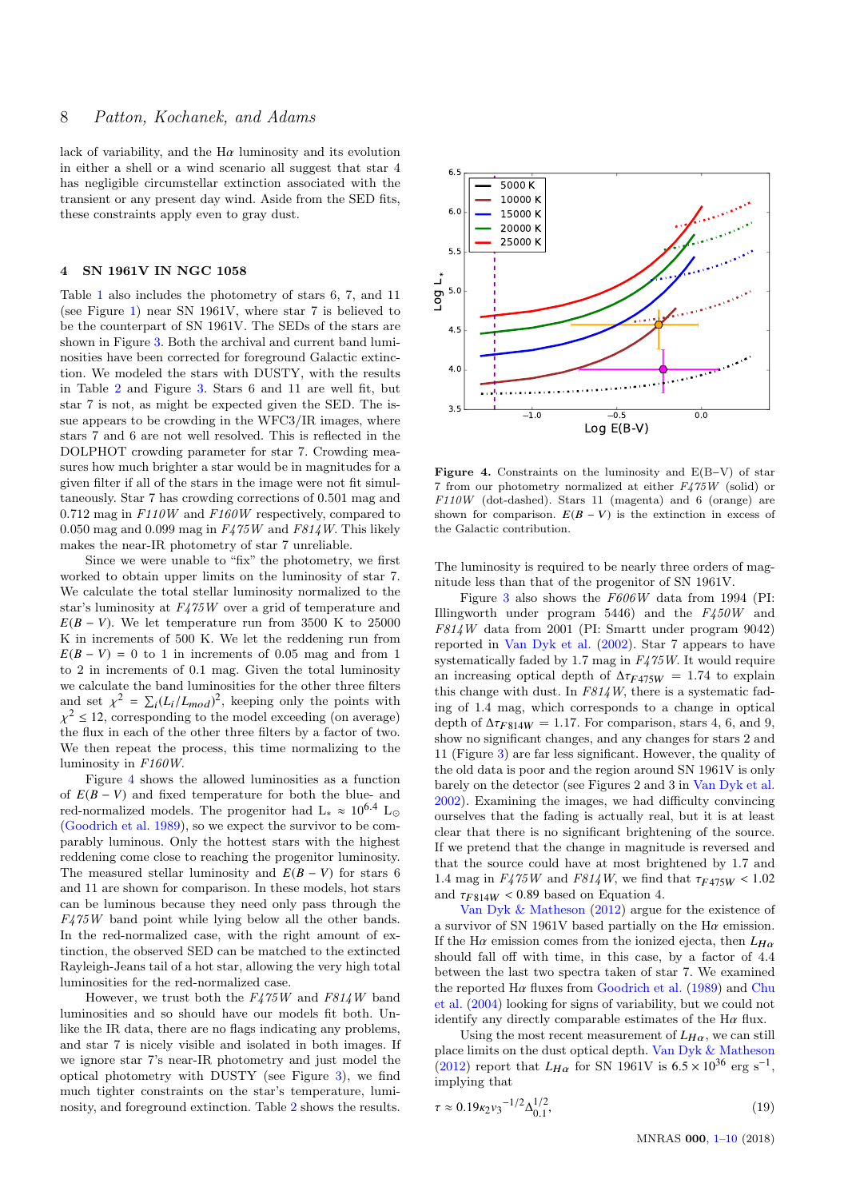lack of variability, and the Hα luminosity and its evolution in either a shell or a wind scenario all suggest that star 4 has negligible circumstellar extinction associated with the transient or any present day wind. Aside from the SED fits, these constraints apply even to gray dust.

## 4 SN 1961V IN NGC 1058

Table 1 also includes the photometry of stars 6, 7, and 11 (see Figure 1) near SN 1961V, where star 7 is believed to be the counterpart of SN 1961V. The SEDs of the stars are shown in Figure 3. Both the archival and current band luminosities have been corrected for foreground Galactic extinction. We modeled the stars with DUSTY, with the results in Table 2 and Figure 3. Stars 6 and 11 are well fit, but star 7 is not, as might be expected given the SED. The issue appears to be crowding in the WFC3/IR images, where stars 7 and 6 are not well resolved. This is reflected in the DOLPHOT crowding parameter for star 7. Crowding measures how much brighter a star would be in magnitudes for a given filter if all of the stars in the image were not fit simultaneously. Star 7 has crowding corrections of 0.501 mag and 0.712 mag in *F110W* and *F160W* respectively, compared to 0.050 mag and 0.099 mag in *F475W* and *F814W*. This likely makes the near-IR photometry of star 7 unreliable.

Since we were unable to "fix" the photometry, we first worked to obtain upper limits on the luminosity of star 7. We calculate the total stellar luminosity normalized to the star's luminosity at *F475W* over a grid of temperature and $E(B-V)$. We let temperature run from 3500 K to 25000 K in increments of 500 K. We let the reddening run from $E(B-V) = 0$ to 1 in increments of 0.05 mag and from 1 to 2 in increments of 0.1 mag. Given the total luminosity we calculate the band luminosities for the other three filters and set $\chi^2 = \sum_i (L_i/L_{mod})^2$, keeping only the points with $\chi^2 \leq 12$, corresponding to the model exceeding (on average) the flux in each of the other three filters by a factor of two. We then repeat the process, this time normalizing to the luminosity in *F160W*.

Figure 4 shows the allowed luminosities as a function of $E(B-V)$ and fixed temperature for both the blue- and red-normalized models. The progenitor had $L_* \approx 10^{6.4}$ $L_\odot$ (Goodrich et al. 1989), so we expect the survivor to be comparably luminous. Only the hottest stars with the highest reddening come close to reaching the progenitor luminosity. The measured stellar luminosity and $E(B-V)$ for stars 6 and 11 are shown for comparison. In these models, hot stars can be luminous because they need only pass through the *F475W* band point while lying below all the other bands. In the red-normalized case, with the right amount of extinction, the observed SED can be matched to the extincted Rayleigh-Jeans tail of a hot star, allowing the very high total luminosities for the red-normalized case.

However, we trust both the *F475W* and *F814W* band luminosities and so should have our models fit both. Unlike the IR data, there are no flags indicating any problems, and star 7 is nicely visible and isolated in both images. If we ignore star 7's near-IR photometry and just model the optical photometry with DUSTY (see Figure 3), we find much tighter constraints on the star's temperature, luminosity, and foreground extinction. Table 2 shows the results.

**Figure 4.** Constraints on the luminosity and E(B−V) of star 7 from our photometry normalized at either *F475W* (solid) or *F110W* (dot-dashed). Stars 11 (magenta) and 6 (orange) are shown for comparison. $E(B-V)$ is the extinction in excess of the Galactic contribution.

The luminosity is required to be nearly three orders of magnitude less than that of the progenitor of SN 1961V.

Figure 3 also shows the *F606W* data from 1994 (PI: Illingworth under program 5446) and the *F450W* and *F814W* data from 2001 (PI: Smartt under program 9042) reported in Van Dyk et al. (2002). Star 7 appears to have systematically faded by 1.7 mag in *F475W*. It would require an increasing optical depth of $\Delta\tau_{F475W} = 1.74$ to explain this change with dust. In *F814W*, there is a systematic fading of 1.4 mag, which corresponds to a change in optical depth of $\Delta\tau_{F814W} = 1.17$. For comparison, stars 4, 6, and 9, show no significant changes, and any changes for stars 2 and 11 (Figure 3) are far less significant. However, the quality of the old data is poor and the region around SN 1961V is only barely on the detector (see Figures 2 and 3 in Van Dyk et al. 2002). Examining the images, we had difficulty convincing ourselves that the fading is actually real, but it is at least clear that there is no significant brightening of the source. If we pretend that the change in magnitude is reversed and that the source could have at most brightened by 1.7 and 1.4 mag in *F475W* and *F814W*, we find that $\tau_{F475W} < 1.02$ and $\tau_{F814W} < 0.89$ based on Equation 4.

Van Dyk & Matheson (2012) argue for the existence of a survivor of SN 1961V based partially on the Hα emission. If the Hα emission comes from the ionized ejecta, then $L_{H\alpha}$ should fall off with time, in this case, by a factor of 4.4 between the last two spectra taken of star 7. We examined the reported Hα fluxes from Goodrich et al. (1989) and Chu et al. (2004) looking for signs of variability, but we could not identify any directly comparable estimates of the Hα flux.

Using the most recent measurement of $L_{H\alpha}$, we can still place limits on the dust optical depth. Van Dyk & Matheson (2012) report that $L_{H\alpha}$ for SN 1961V is $6.5 \times 10^{36}$ erg s$^{-1}$, implying that

$$\tau \approx 0.19 \kappa_2 v_3{}^{-1/2} \Delta_{0.1}^{1/2}, \tag{19}$$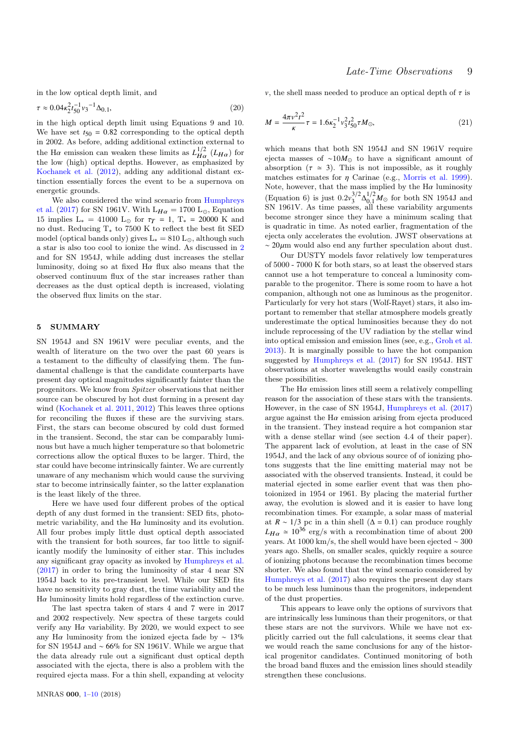in the low optical depth limit, and

$$\tau \approx 0.04\kappa_2^2 t_{50}^{-1} v_3^{-1} \Delta_{0.1}, \tag{20}$$

in the high optical depth limit using Equations 9 and 10. We have set $t_{50} = 0.82$ corresponding to the optical depth in 2002. As before, adding additional extinction external to the H$\alpha$ emission can weaken these limits as $L_{H\alpha}^{1/2}$ ($L_{H\alpha}$) for the low (high) optical depths. However, as emphasized by Kochanek et al. (2012), adding any additional distant extinction essentially forces the event to be a supernova on energetic grounds.

We also considered the wind scenario from Humphreys et al. (2017) for SN 1961V. With $L_{H\alpha} = 1700\ L_\odot$, Equation 15 implies $L_* = 41000\ L_\odot$ for $\tau_T = 1$, $T_* = 20000$ K and no dust. Reducing $T_*$ to 7500 K to reflect the best fit SED model (optical bands only) gives $L_* = 810\ L_\odot$, although such a star is also too cool to ionize the wind. As discussed in 2 and for SN 1954J, while adding dust increases the stellar luminosity, doing so at fixed H$\alpha$ flux also means that the observed continuum flux of the star increases rather than decreases as the dust optical depth is increased, violating the observed flux limits on the star.

## 5 SUMMARY

SN 1954J and SN 1961V were peculiar events, and the wealth of literature on the two over the past 60 years is a testament to the difficulty of classifying them. The fundamental challenge is that the candidate counterparts have present day optical magnitudes significantly fainter than the progenitors. We know from *Spitzer* observations that neither source can be obscured by hot dust forming in a present day wind (Kochanek et al. 2011, 2012) This leaves three options for reconciling the fluxes if these are the surviving stars. First, the stars can become obscured by cold dust formed in the transient. Second, the star can be comparably luminous but have a much higher temperature so that bolometric corrections allow the optical fluxes to be larger. Third, the star could have become intrinsically fainter. We are currently unaware of any mechanism which would cause the surviving star to become intrinsically fainter, so the latter explanation is the least likely of the three.

Here we have used four different probes of the optical depth of any dust formed in the transient: SED fits, photometric variability, and the H$\alpha$ luminosity and its evolution. All four probes imply little dust optical depth associated with the transient for both sources, far too little to significantly modify the luminosity of either star. This includes any significant gray opacity as invoked by Humphreys et al. (2017) in order to bring the luminosity of star 4 near SN 1954J back to its pre-transient level. While our SED fits have no sensitivity to gray dust, the time variability and the H$\alpha$ luminosity limits hold regardless of the extinction curve.

The last spectra taken of stars 4 and 7 were in 2017 and 2002 respectively. New spectra of these targets could verify any H$\alpha$ variability. By 2020, we would expect to see any H$\alpha$ luminosity from the ionized ejecta fade by $\sim 13\%$ for SN 1954J and $\sim 66\%$ for SN 1961V. While we argue that the data already rule out a significant dust optical depth associated with the ejecta, there is also a problem with the required ejecta mass. For a thin shell, expanding at velocity $v$, the shell mass needed to produce an optical depth of $\tau$ is

$$M = \frac{4\pi v^2 t^2}{\kappa}\tau = 1.6\kappa_2^{-1} v_3^2 t_{50}^2 \tau M_\odot, \tag{21}$$

which means that both SN 1954J and SN 1961V require ejecta masses of $\sim 10 M_\odot$ to have a significant amount of absorption ($\tau \simeq 3$). This is not impossible, as it roughly matches estimates for $\eta$ Carinae (e.g., Morris et al. 1999). Note, however, that the mass implied by the H$\alpha$ luminosity (Equation 6) is just $0.2 v_3^{3/2} \Delta_{0.1}^{1/2} M_\odot$ for both SN 1954J and SN 1961V. As time passes, all these variability arguments become stronger since they have a minimum scaling that is quadratic in time. As noted earlier, fragmentation of the ejecta only accelerates the evolution. JWST observations at $\sim 20\mu$m would also end any further speculation about dust.

Our DUSTY models favor relatively low temperatures of 5000 - 7000 K for both stars, so at least the observed stars cannot use a hot temperature to conceal a luminosity comparable to the progenitor. There is some room to have a hot companion, although not one as luminous as the progenitor. Particularly for very hot stars (Wolf-Rayet) stars, it also important to remember that stellar atmosphere models greatly underestimate the optical luminosities because they do not include reprocessing of the UV radiation by the stellar wind into optical emission and emission lines (see, e.g., Groh et al. 2013). It is marginally possible to have the hot companion suggested by Humphreys et al. (2017) for SN 1954J. HST observations at shorter wavelengths would easily constrain these possibilities.

The H$\alpha$ emission lines still seem a relatively compelling reason for the association of these stars with the transients. However, in the case of SN 1954J, Humphreys et al. (2017) argue against the H$\alpha$ emission arising from ejecta produced in the transient. They instead require a hot companion star with a dense stellar wind (see section 4.4 of their paper). The apparent lack of evolution, at least in the case of SN 1954J, and the lack of any obvious source of of ionizing photons suggests that the line emitting material may not be associated with the observed transients. Instead, it could be material ejected in some earlier event that was then photoionized in 1954 or 1961. By placing the material further away, the evolution is slowed and it is easier to have long recombination times. For example, a solar mass of material at $R \sim 1/3$ pc in a thin shell ($\Delta = 0.1$) can produce roughly $L_{H\alpha} \simeq 10^{36}$ erg/s with a recombination time of about 200 years. At 1000 km/s, the shell would have been ejected $\sim 300$ years ago. Shells, on smaller scales, quickly require a source of ionizing photons because the recombination times become shorter. We also found that the wind scenario considered by Humphreys et al. (2017) also requires the present day stars to be much less luminous than the progenitors, independent of the dust properties.

This appears to leave only the options of survivors that are intrinsically less luminous than their progenitors, or that these stars are not the survivors. While we have not explicitly carried out the full calculations, it seems clear that we would reach the same conclusions for any of the historical progenitor candidates. Continued monitoring of both the broad band fluxes and the emission lines should steadily strengthen these conclusions.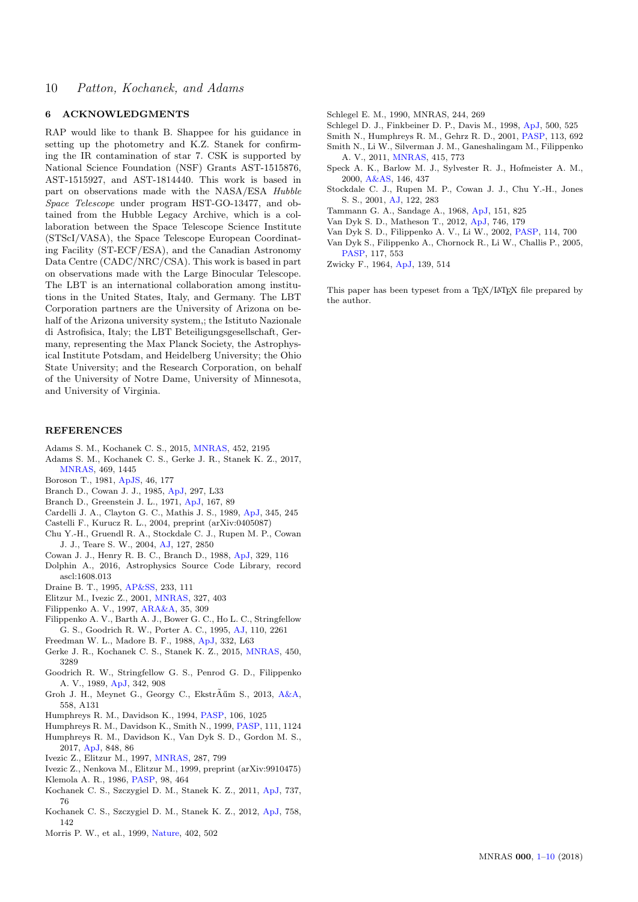## 6 ACKNOWLEDGMENTS

RAP would like to thank B. Shappee for his guidance in setting up the photometry and K.Z. Stanek for confirming the IR contamination of star 7. CSK is supported by National Science Foundation (NSF) Grants AST-1515876, AST-1515927, and AST-1814440. This work is based in part on observations made with the NASA/ESA *Hubble Space Telescope* under program HST-GO-13477, and obtained from the Hubble Legacy Archive, which is a collaboration between the Space Telescope Science Institute (STScI/VASA), the Space Telescope European Coordinating Facility (ST-ECF/ESA), and the Canadian Astronomy Data Centre (CADC/NRC/CSA). This work is based in part on observations made with the Large Binocular Telescope. The LBT is an international collaboration among institutions in the United States, Italy, and Germany. The LBT Corporation partners are the University of Arizona on behalf of the Arizona university system,; the Istituto Nazionale di Astrofisica, Italy; the LBT Beteiligungsgesellschaft, Germany, representing the Max Planck Society, the Astrophysical Institute Potsdam, and Heidelberg University; the Ohio State University; and the Research Corporation, on behalf of the University of Notre Dame, University of Minnesota, and University of Virginia.

## REFERENCES

Adams S. M., Kochanek C. S., 2015, MNRAS, 452, 2195

Adams S. M., Kochanek C. S., Gerke J. R., Stanek K. Z., 2017, MNRAS, 469, 1445

Boroson T., 1981, ApJS, 46, 177

Branch D., Cowan J. J., 1985, ApJ, 297, L33

Branch D., Greenstein J. L., 1971, ApJ, 167, 89

Cardelli J. A., Clayton G. C., Mathis J. S., 1989, ApJ, 345, 245

Castelli F., Kurucz R. L., 2004, preprint (arXiv:0405087)

Chu Y.-H., Gruendl R. A., Stockdale C. J., Rupen M. P., Cowan J. J., Teare S. W., 2004, AJ, 127, 2850

Cowan J. J., Henry R. B. C., Branch D., 1988, ApJ, 329, 116

Dolphin A., 2016, Astrophysics Source Code Library, record ascl:1608.013

Draine B. T., 1995, AP&SS, 233, 111

Elitzur M., Ivezic Z., 2001, MNRAS, 327, 403

Filippenko A. V., 1997, ARA&A, 35, 309

Filippenko A. V., Barth A. J., Bower G. C., Ho L. C., Stringfellow G. S., Goodrich R. W., Porter A. C., 1995, AJ, 110, 2261

Freedman W. L., Madore B. F., 1988, ApJ, 332, L63

Gerke J. R., Kochanek C. S., Stanek K. Z., 2015, MNRAS, 450, 3289

Goodrich R. W., Stringfellow G. S., Penrod G. D., Filippenko A. V., 1989, ApJ, 342, 908

Groh J. H., Meynet G., Georgy C., EkstrÃűm S., 2013, A&A, 558, A131

Humphreys R. M., Davidson K., 1994, PASP, 106, 1025

Humphreys R. M., Davidson K., Smith N., 1999, PASP, 111, 1124

Humphreys R. M., Davidson K., Van Dyk S. D., Gordon M. S., 2017, ApJ, 848, 86

Ivezic Z., Elitzur M., 1997, MNRAS, 287, 799

Ivezic Z., Nenkova M., Elitzur M., 1999, preprint (arXiv:9910475)

Klemola A. R., 1986, PASP, 98, 464

Kochanek C. S., Szczygiel D. M., Stanek K. Z., 2011, ApJ, 737, 76

Kochanek C. S., Szczygiel D. M., Stanek K. Z., 2012, ApJ, 758, 142

Morris P. W., et al., 1999, Nature, 402, 502

Schlegel E. M., 1990, MNRAS, 244, 269

Schlegel D. J., Finkbeiner D. P., Davis M., 1998, ApJ, 500, 525

Smith N., Humphreys R. M., Gehrz R. D., 2001, PASP, 113, 692

Smith N., Li W., Silverman J. M., Ganeshalingam M., Filippenko A. V., 2011, MNRAS, 415, 773

Speck A. K., Barlow M. J., Sylvester R. J., Hofmeister A. M., 2000, A&AS, 146, 437

Stockdale C. J., Rupen M. P., Cowan J. J., Chu Y.-H., Jones S. S., 2001, AJ, 122, 283

Tammann G. A., Sandage A., 1968, ApJ, 151, 825

Van Dyk S. D., Matheson T., 2012, ApJ, 746, 179

Van Dyk S. D., Filippenko A. V., Li W., 2002, PASP, 114, 700

Van Dyk S., Filippenko A., Chornock R., Li W., Challis P., 2005, PASP, 117, 553

Zwicky F., 1964, ApJ, 139, 514

This paper has been typeset from a TEX/LATEX file prepared by the author.